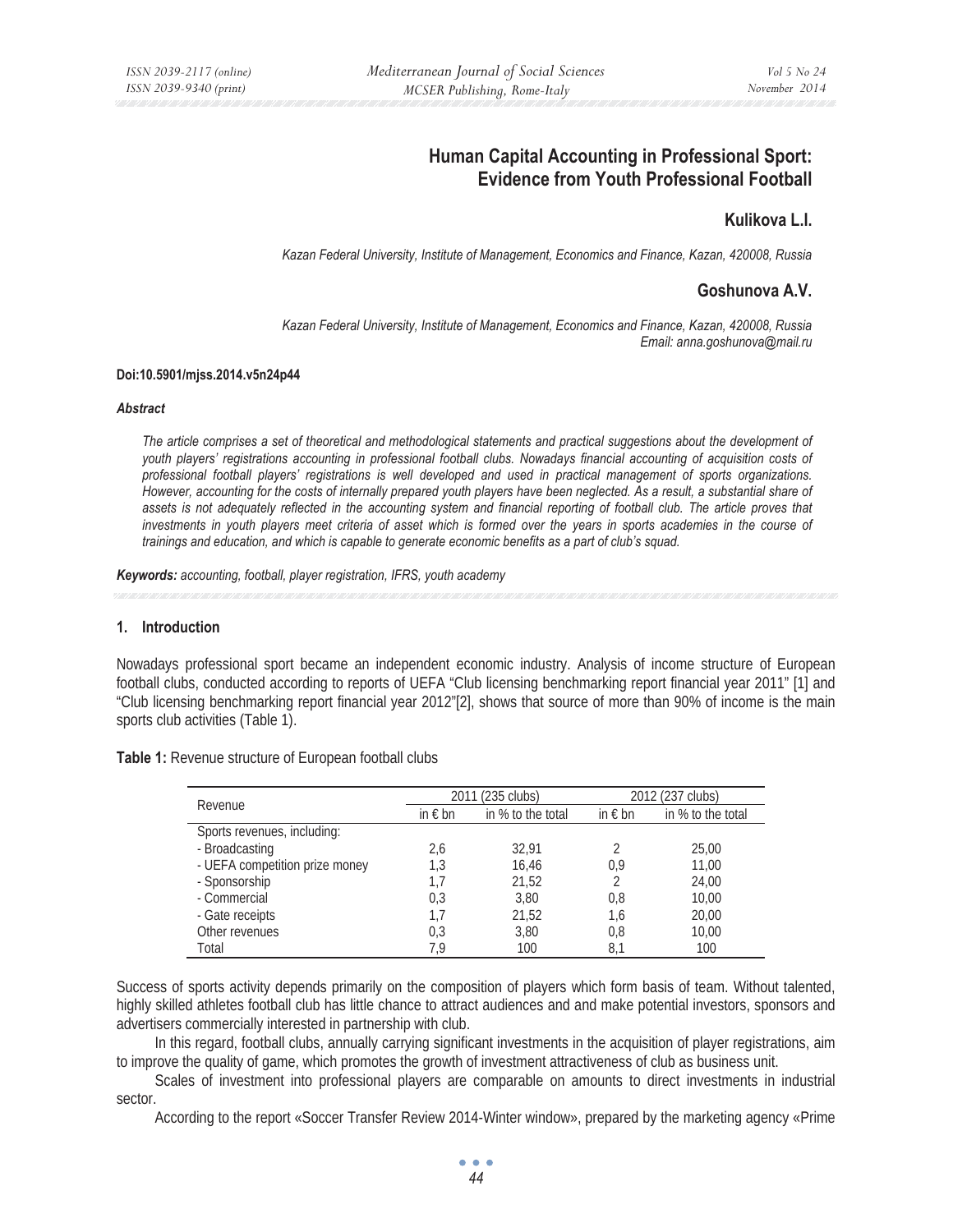# Human Capital Accounting in Professional Sport: Evidence from Youth Professional Football

## Kulikova L.I.

*Kazan Federal University, Institute of Management, Economics and Finance, Kazan, 420008, Russia*

## Goshunova A.V.

*Kazan Federal University, Institute of Management, Economics and Finance, Kazan, 420008, Russia*
*Email: anna.goshunova@mail.ru*

**Doi:10.5901/mjss.2014.v5n24p44**

***Abstract***

*The article comprises a set of theoretical and methodological statements and practical suggestions about the development of youth players' registrations accounting in professional football clubs. Nowadays financial accounting of acquisition costs of professional football players' registrations is well developed and used in practical management of sports organizations. However, accounting for the costs of internally prepared youth players have been neglected. As a result, a substantial share of assets is not adequately reflected in the accounting system and financial reporting of football club. The article proves that investments in youth players meet criteria of asset which is formed over the years in sports academies in the course of trainings and education, and which is capable to generate economic benefits as a part of club's squad.*

***Keywords:*** *accounting, football, player registration, IFRS, youth academy*

### 1. Introduction

Nowadays professional sport became an independent economic industry. Analysis of income structure of European football clubs, conducted according to reports of UEFA "Club licensing benchmarking report financial year 2011" [1] and "Club licensing benchmarking report financial year 2012"[2], shows that source of more than 90% of income is the main sports club activities (Table 1).

**Table 1:** Revenue structure of European football clubs

| Revenue | 2011 (235 clubs) | | 2012 (237 clubs) | |
|---|---|---|---|---|
| | in € bn | in % to the total | in € bn | in % to the total |
| Sports revenues, including: | | | | |
| - Broadcasting | 2,6 | 32,91 | 2 | 25,00 |
| - UEFA competition prize money | 1,3 | 16,46 | 0,9 | 11,00 |
| - Sponsorship | 1,7 | 21,52 | 2 | 24,00 |
| - Commercial | 0,3 | 3,80 | 0,8 | 10,00 |
| - Gate receipts | 1,7 | 21,52 | 1,6 | 20,00 |
| Other revenues | 0,3 | 3,80 | 0,8 | 10,00 |
| Total | 7,9 | 100 | 8,1 | 100 |

Success of sports activity depends primarily on the composition of players which form basis of team. Without talented, highly skilled athletes football club has little chance to attract audiences and and make potential investors, sponsors and advertisers commercially interested in partnership with club.

In this regard, football clubs, annually carrying significant investments in the acquisition of player registrations, aim to improve the quality of game, which promotes the growth of investment attractiveness of club as business unit.

Scales of investment into professional players are comparable on amounts to direct investments in industrial sector.

According to the report «Soccer Transfer Review 2014-Winter window», prepared by the marketing agency «Prime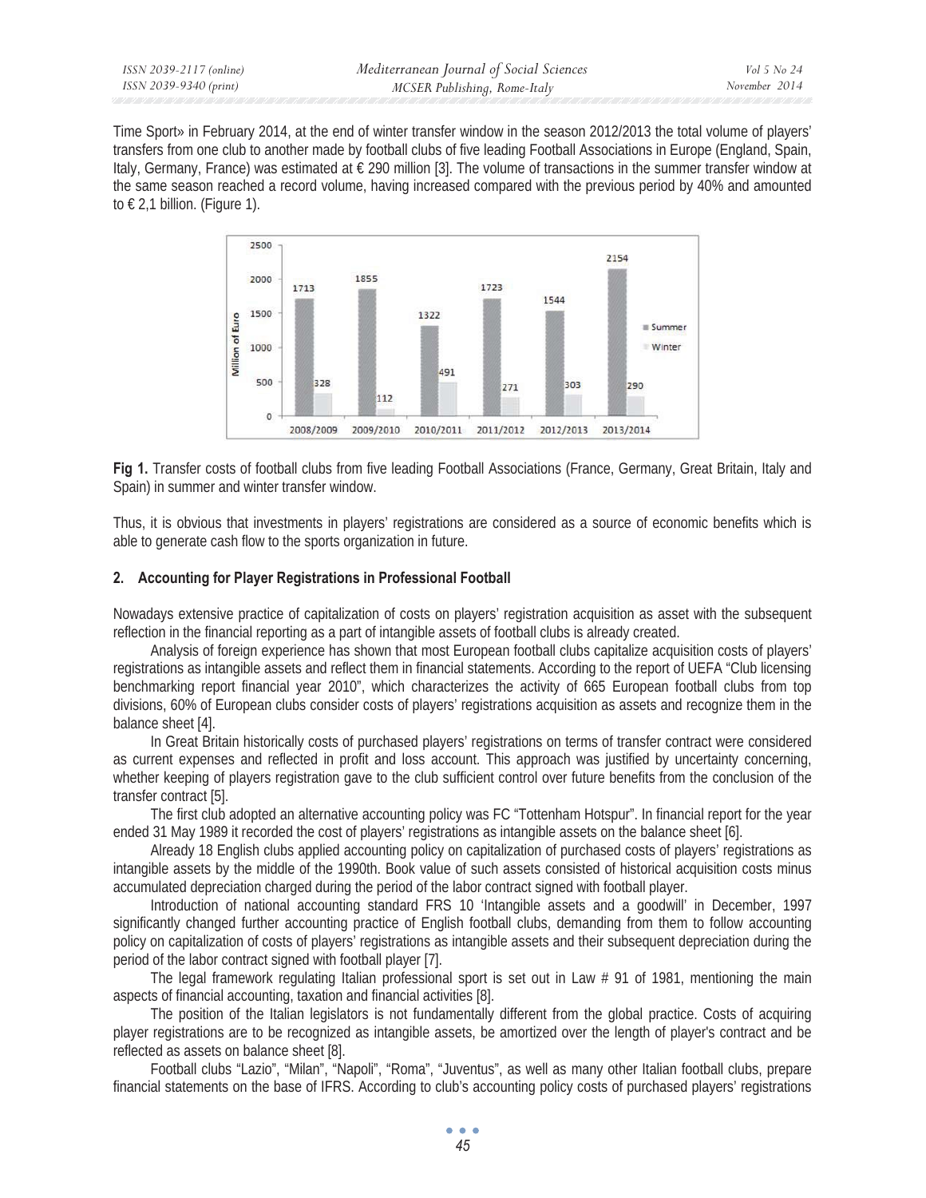Time Sport» in February 2014, at the end of winter transfer window in the season 2012/2013 the total volume of players' transfers from one club to another made by football clubs of five leading Football Associations in Europe (England, Spain, Italy, Germany, France) was estimated at € 290 million [3]. The volume of transactions in the summer transfer window at the same season reached a record volume, having increased compared with the previous period by 40% and amounted to € 2,1 billion. (Figure 1).

**Fig 1.** Transfer costs of football clubs from five leading Football Associations (France, Germany, Great Britain, Italy and Spain) in summer and winter transfer window.

Thus, it is obvious that investments in players' registrations are considered as a source of economic benefits which is able to generate cash flow to the sports organization in future.

## 2. Accounting for Player Registrations in Professional Football

Nowadays extensive practice of capitalization of costs on players' registration acquisition as asset with the subsequent reflection in the financial reporting as a part of intangible assets of football clubs is already created.

Analysis of foreign experience has shown that most European football clubs capitalize acquisition costs of players' registrations as intangible assets and reflect them in financial statements. According to the report of UEFA "Club licensing benchmarking report financial year 2010", which characterizes the activity of 665 European football clubs from top divisions, 60% of European clubs consider costs of players' registrations acquisition as assets and recognize them in the balance sheet [4].

In Great Britain historically costs of purchased players' registrations on terms of transfer contract were considered as current expenses and reflected in profit and loss account. This approach was justified by uncertainty concerning, whether keeping of players registration gave to the club sufficient control over future benefits from the conclusion of the transfer contract [5].

The first club adopted an alternative accounting policy was FC "Tottenham Hotspur". In financial report for the year ended 31 May 1989 it recorded the cost of players' registrations as intangible assets on the balance sheet [6].

Already 18 English clubs applied accounting policy on capitalization of purchased costs of players' registrations as intangible assets by the middle of the 1990th. Book value of such assets consisted of historical acquisition costs minus accumulated depreciation charged during the period of the labor contract signed with football player.

Introduction of national accounting standard FRS 10 'Intangible assets and a goodwill' in December, 1997 significantly changed further accounting practice of English football clubs, demanding from them to follow accounting policy on capitalization of costs of players' registrations as intangible assets and their subsequent depreciation during the period of the labor contract signed with football player [7].

The legal framework regulating Italian professional sport is set out in Law # 91 of 1981, mentioning the main aspects of financial accounting, taxation and financial activities [8].

The position of the Italian legislators is not fundamentally different from the global practice. Costs of acquiring player registrations are to be recognized as intangible assets, be amortized over the length of player's contract and be reflected as assets on balance sheet [8].

Football clubs "Lazio", "Milan", "Napoli", "Roma", "Juventus", as well as many other Italian football clubs, prepare financial statements on the base of IFRS. According to club's accounting policy costs of purchased players' registrations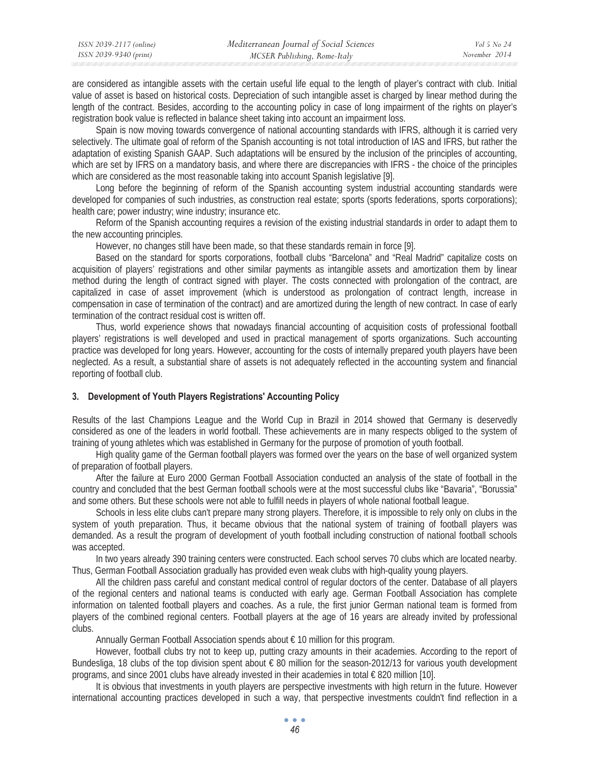are considered as intangible assets with the certain useful life equal to the length of player's contract with club. Initial value of asset is based on historical costs. Depreciation of such intangible asset is charged by linear method during the length of the contract. Besides, according to the accounting policy in case of long impairment of the rights on player's registration book value is reflected in balance sheet taking into account an impairment loss.

Spain is now moving towards convergence of national accounting standards with IFRS, although it is carried very selectively. The ultimate goal of reform of the Spanish accounting is not total introduction of IAS and IFRS, but rather the adaptation of existing Spanish GAAP. Such adaptations will be ensured by the inclusion of the principles of accounting, which are set by IFRS on a mandatory basis, and where there are discrepancies with IFRS - the choice of the principles which are considered as the most reasonable taking into account Spanish legislative [9].

Long before the beginning of reform of the Spanish accounting system industrial accounting standards were developed for companies of such industries, as construction real estate; sports (sports federations, sports corporations); health care; power industry; wine industry; insurance etc.

Reform of the Spanish accounting requires a revision of the existing industrial standards in order to adapt them to the new accounting principles.

However, no changes still have been made, so that these standards remain in force [9].

Based on the standard for sports corporations, football clubs "Barcelona" and "Real Madrid" capitalize costs on acquisition of players' registrations and other similar payments as intangible assets and amortization them by linear method during the length of contract signed with player. The costs connected with prolongation of the contract, are capitalized in case of asset improvement (which is understood as prolongation of contract length, increase in compensation in case of termination of the contract) and are amortized during the length of new contract. In case of early termination of the contract residual cost is written off.

Thus, world experience shows that nowadays financial accounting of acquisition costs of professional football players' registrations is well developed and used in practical management of sports organizations. Such accounting practice was developed for long years. However, accounting for the costs of internally prepared youth players have been neglected. As a result, a substantial share of assets is not adequately reflected in the accounting system and financial reporting of football club.

## 3. Development of Youth Players Registrations' Accounting Policy

Results of the last Champions League and the World Cup in Brazil in 2014 showed that Germany is deservedly considered as one of the leaders in world football. These achievements are in many respects obliged to the system of training of young athletes which was established in Germany for the purpose of promotion of youth football.

High quality game of the German football players was formed over the years on the base of well organized system of preparation of football players.

After the failure at Euro 2000 German Football Association conducted an analysis of the state of football in the country and concluded that the best German football schools were at the most successful clubs like "Bavaria", "Borussia" and some others. But these schools were not able to fulfill needs in players of whole national football league.

Schools in less elite clubs can't prepare many strong players. Therefore, it is impossible to rely only on clubs in the system of youth preparation. Thus, it became obvious that the national system of training of football players was demanded. As a result the program of development of youth football including construction of national football schools was accepted.

In two years already 390 training centers were constructed. Each school serves 70 clubs which are located nearby. Thus, German Football Association gradually has provided even weak clubs with high-quality young players.

All the children pass careful and constant medical control of regular doctors of the center. Database of all players of the regional centers and national teams is conducted with early age. German Football Association has complete information on talented football players and coaches. As a rule, the first junior German national team is formed from players of the combined regional centers. Football players at the age of 16 years are already invited by professional clubs.

Annually German Football Association spends about € 10 million for this program.

However, football clubs try not to keep up, putting crazy amounts in their academies. According to the report of Bundesliga, 18 clubs of the top division spent about € 80 million for the season-2012/13 for various youth development programs, and since 2001 clubs have already invested in their academies in total € 820 million [10].

It is obvious that investments in youth players are perspective investments with high return in the future. However international accounting practices developed in such a way, that perspective investments couldn't find reflection in a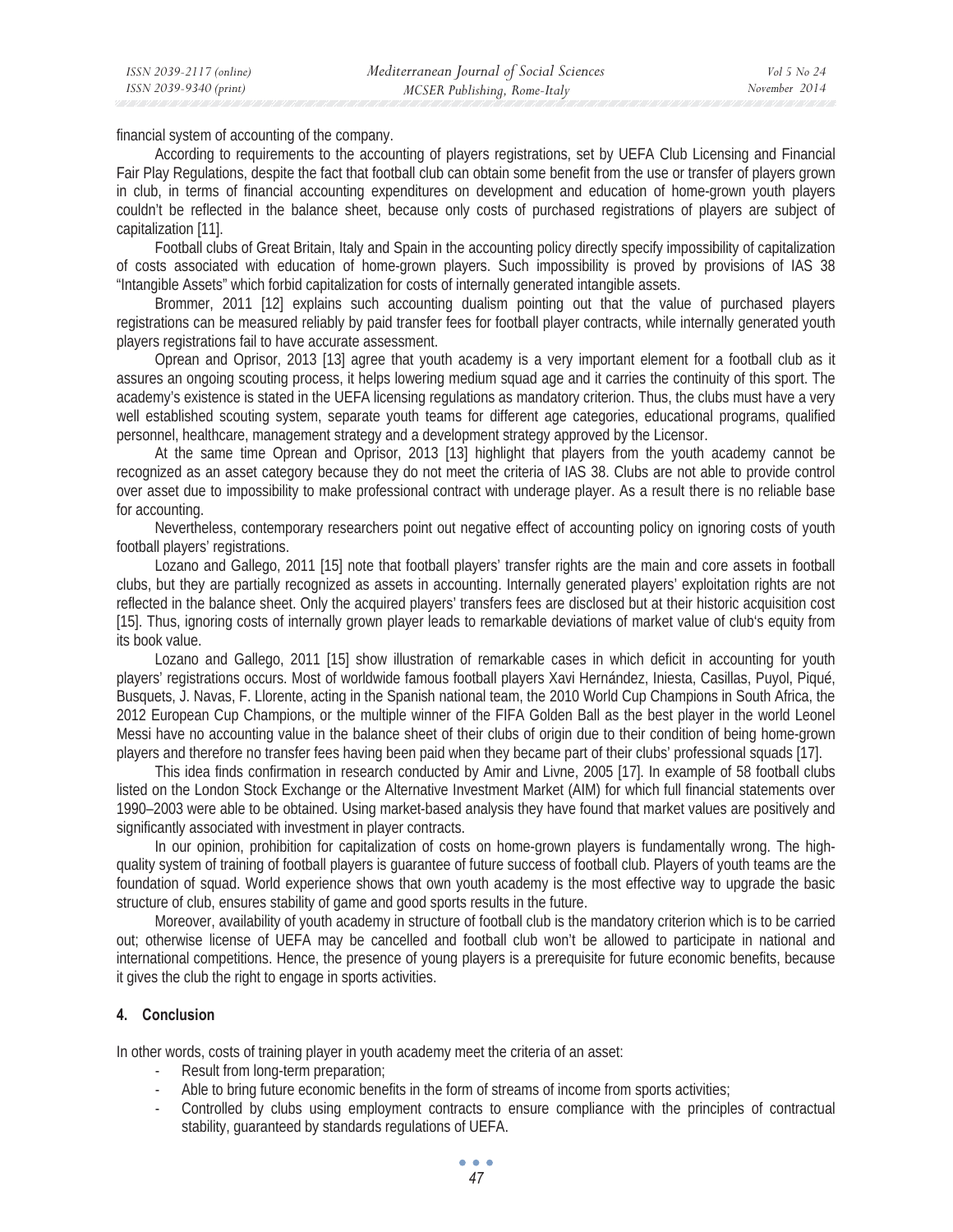financial system of accounting of the company.

According to requirements to the accounting of players registrations, set by UEFA Club Licensing and Financial Fair Play Regulations, despite the fact that football club can obtain some benefit from the use or transfer of players grown in club, in terms of financial accounting expenditures on development and education of home-grown youth players couldn't be reflected in the balance sheet, because only costs of purchased registrations of players are subject of capitalization [11].

Football clubs of Great Britain, Italy and Spain in the accounting policy directly specify impossibility of capitalization of costs associated with education of home-grown players. Such impossibility is proved by provisions of IAS 38 "Intangible Assets" which forbid capitalization for costs of internally generated intangible assets.

Brommer, 2011 [12] explains such accounting dualism pointing out that the value of purchased players registrations can be measured reliably by paid transfer fees for football player contracts, while internally generated youth players registrations fail to have accurate assessment.

Oprean and Oprisor, 2013 [13] agree that youth academy is a very important element for a football club as it assures an ongoing scouting process, it helps lowering medium squad age and it carries the continuity of this sport. The academy's existence is stated in the UEFA licensing regulations as mandatory criterion. Thus, the clubs must have a very well established scouting system, separate youth teams for different age categories, educational programs, qualified personnel, healthcare, management strategy and a development strategy approved by the Licensor.

At the same time Oprean and Oprisor, 2013 [13] highlight that players from the youth academy cannot be recognized as an asset category because they do not meet the criteria of IAS 38. Clubs are not able to provide control over asset due to impossibility to make professional contract with underage player. As a result there is no reliable base for accounting.

Nevertheless, contemporary researchers point out negative effect of accounting policy on ignoring costs of youth football players' registrations.

Lozano and Gallego, 2011 [15] note that football players' transfer rights are the main and core assets in football clubs, but they are partially recognized as assets in accounting. Internally generated players' exploitation rights are not reflected in the balance sheet. Only the acquired players' transfers fees are disclosed but at their historic acquisition cost [15]. Thus, ignoring costs of internally grown player leads to remarkable deviations of market value of club's equity from its book value.

Lozano and Gallego, 2011 [15] show illustration of remarkable cases in which deficit in accounting for youth players' registrations occurs. Most of worldwide famous football players Xavi Hernández, Iniesta, Casillas, Puyol, Piqué, Busquets, J. Navas, F. Llorente, acting in the Spanish national team, the 2010 World Cup Champions in South Africa, the 2012 European Cup Champions, or the multiple winner of the FIFA Golden Ball as the best player in the world Leonel Messi have no accounting value in the balance sheet of their clubs of origin due to their condition of being home-grown players and therefore no transfer fees having been paid when they became part of their clubs' professional squads [17].

This idea finds confirmation in research conducted by Amir and Livne, 2005 [17]. In example of 58 football clubs listed on the London Stock Exchange or the Alternative Investment Market (AIM) for which full financial statements over 1990–2003 were able to be obtained. Using market-based analysis they have found that market values are positively and significantly associated with investment in player contracts.

In our opinion, prohibition for capitalization of costs on home-grown players is fundamentally wrong. The high-quality system of training of football players is guarantee of future success of football club. Players of youth teams are the foundation of squad. World experience shows that own youth academy is the most effective way to upgrade the basic structure of club, ensures stability of game and good sports results in the future.

Moreover, availability of youth academy in structure of football club is the mandatory criterion which is to be carried out; otherwise license of UEFA may be cancelled and football club won't be allowed to participate in national and international competitions. Hence, the presence of young players is a prerequisite for future economic benefits, because it gives the club the right to engage in sports activities.

## 4. Conclusion

In other words, costs of training player in youth academy meet the criteria of an asset:

- Result from long-term preparation;
- Able to bring future economic benefits in the form of streams of income from sports activities;
- Controlled by clubs using employment contracts to ensure compliance with the principles of contractual stability, guaranteed by standards regulations of UEFA.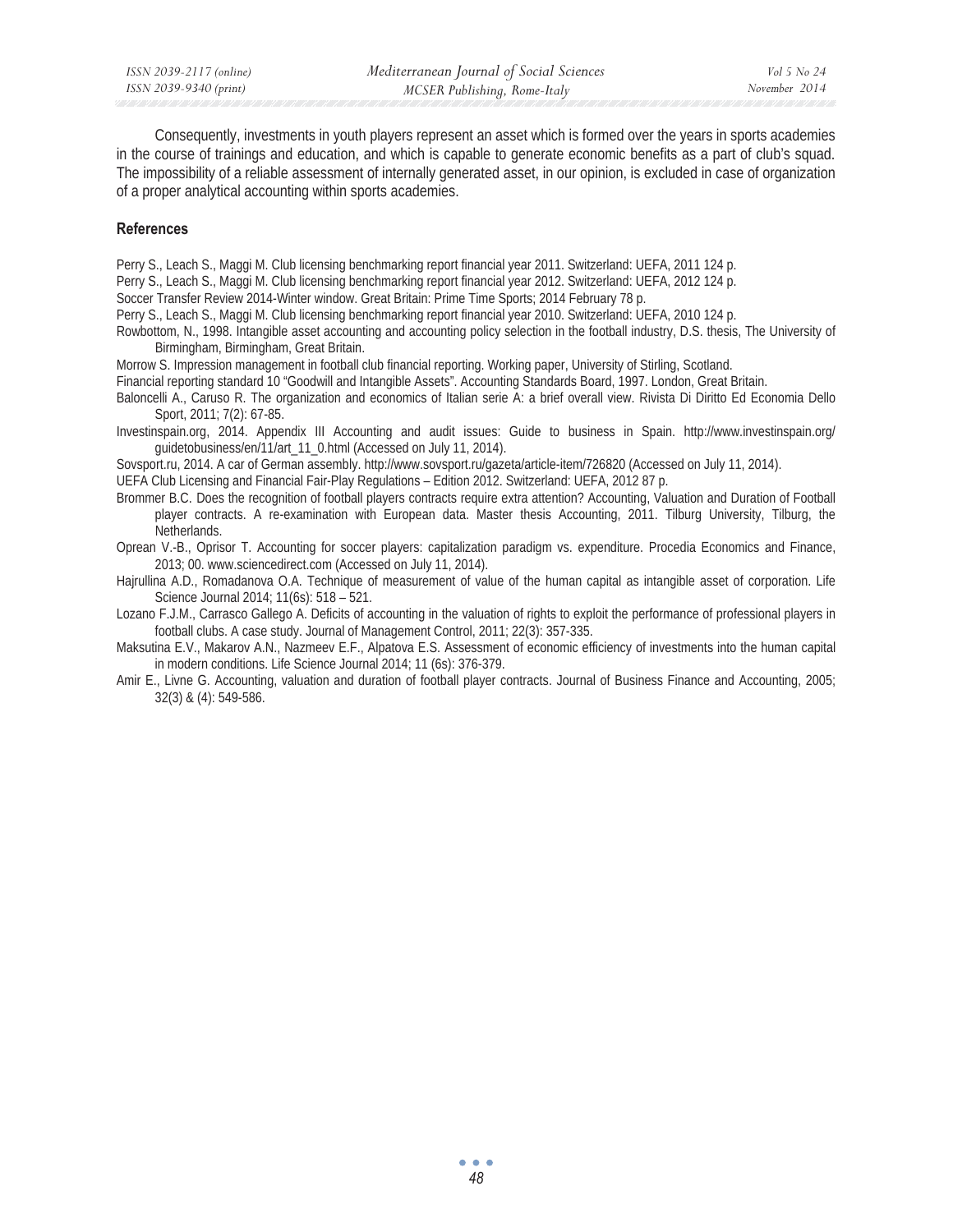Consequently, investments in youth players represent an asset which is formed over the years in sports academies in the course of trainings and education, and which is capable to generate economic benefits as a part of club's squad. The impossibility of a reliable assessment of internally generated asset, in our opinion, is excluded in case of organization of a proper analytical accounting within sports academies.

## References

Perry S., Leach S., Maggi M. Club licensing benchmarking report financial year 2011. Switzerland: UEFA, 2011 124 p.

Perry S., Leach S., Maggi M. Club licensing benchmarking report financial year 2012. Switzerland: UEFA, 2012 124 p.

Soccer Transfer Review 2014-Winter window. Great Britain: Prime Time Sports; 2014 February 78 p.

Perry S., Leach S., Maggi M. Club licensing benchmarking report financial year 2010. Switzerland: UEFA, 2010 124 p.

Rowbottom, N., 1998. Intangible asset accounting and accounting policy selection in the football industry, D.S. thesis, The University of Birmingham, Birmingham, Great Britain.

Morrow S. Impression management in football club financial reporting. Working paper, University of Stirling, Scotland.

Financial reporting standard 10 "Goodwill and Intangible Assets". Accounting Standards Board, 1997. London, Great Britain.

Baloncelli A., Caruso R. The organization and economics of Italian serie A: a brief overall view. Rivista Di Diritto Ed Economia Dello Sport, 2011; 7(2): 67-85.

Investinspain.org, 2014. Appendix III Accounting and audit issues: Guide to business in Spain. http://www.investinspain.org/guidetobusiness/en/11/art_11_0.html (Accessed on July 11, 2014).

Sovsport.ru, 2014. A car of German assembly. http://www.sovsport.ru/gazeta/article-item/726820 (Accessed on July 11, 2014).

UEFA Club Licensing and Financial Fair-Play Regulations – Edition 2012. Switzerland: UEFA, 2012 87 p.

Brommer B.C. Does the recognition of football players contracts require extra attention? Accounting, Valuation and Duration of Football player contracts. A re-examination with European data. Master thesis Accounting, 2011. Tilburg University, Tilburg, the Netherlands.

Oprean V.-B., Oprisor T. Accounting for soccer players: capitalization paradigm vs. expenditure. Procedia Economics and Finance, 2013; 00. www.sciencedirect.com (Accessed on July 11, 2014).

Hajrullina A.D., Romadanova O.A. Technique of measurement of value of the human capital as intangible asset of corporation. Life Science Journal 2014; 11(6s): 518 – 521.

Lozano F.J.M., Carrasco Gallego A. Deficits of accounting in the valuation of rights to exploit the performance of professional players in football clubs. A case study. Journal of Management Control, 2011; 22(3): 357-335.

Maksutina E.V., Makarov A.N., Nazmeev E.F., Alpatova E.S. Assessment of economic efficiency of investments into the human capital in modern conditions. Life Science Journal 2014; 11 (6s): 376-379.

Amir E., Livne G. Accounting, valuation and duration of football player contracts. Journal of Business Finance and Accounting, 2005; 32(3) & (4): 549-586.